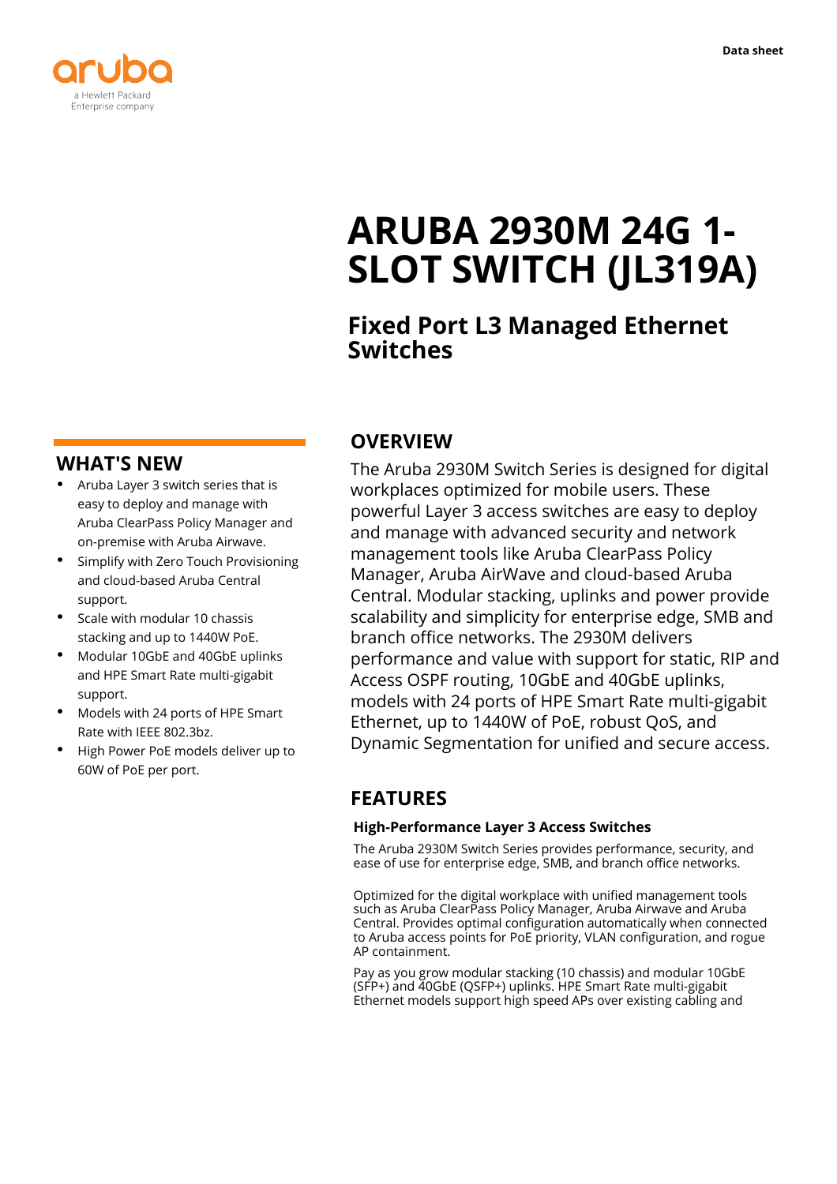Data sheet

# ARUBA 2930M 24G 1-SLOT SWITCH (JL319A)

## Fixed Port L3 Managed Ethernet Switches

## WHAT'S NEW

- Aruba Layer 3 switch series that is easy to deploy and manage with Aruba ClearPass Policy Manager and on-premise with Aruba Airwave.
- Simplify with Zero Touch Provisioning and cloud-based Aruba Central support.
- Scale with modular 10 chassis stacking and up to 1440W PoE.
- Modular 10GbE and 40GbE uplinks and HPE Smart Rate multi-gigabit support.
- Models with 24 ports of HPE Smart Rate with IEEE 802.3bz.
- High Power PoE models deliver up to 60W of PoE per port.

## OVERVIEW

The Aruba 2930M Switch Series is designed for digital workplaces optimized for mobile users. These powerful Layer 3 access switches are easy to deploy and manage with advanced security and network management tools like Aruba ClearPass Policy Manager, Aruba AirWave and cloud-based Aruba Central. Modular stacking, uplinks and power provide scalability and simplicity for enterprise edge, SMB and branch office networks. The 2930M delivers performance and value with support for static, RIP and Access OSPF routing, 10GbE and 40GbE uplinks, models with 24 ports of HPE Smart Rate multi-gigabit Ethernet, up to 1440W of PoE, robust QoS, and Dynamic Segmentation for unified and secure access.

## FEATURES

### High-Performance Layer 3 Access Switches

The Aruba 2930M Switch Series provides performance, security, and ease of use for enterprise edge, SMB, and branch office networks.

Optimized for the digital workplace with unified management tools such as Aruba ClearPass Policy Manager, Aruba Airwave and Aruba Central. Provides optimal configuration automatically when connected to Aruba access points for PoE priority, VLAN configuration, and rogue AP containment.

Pay as you grow modular stacking (10 chassis) and modular 10GbE (SFP+) and 40GbE (QSFP+) uplinks. HPE Smart Rate multi-gigabit Ethernet models support high speed APs over existing cabling and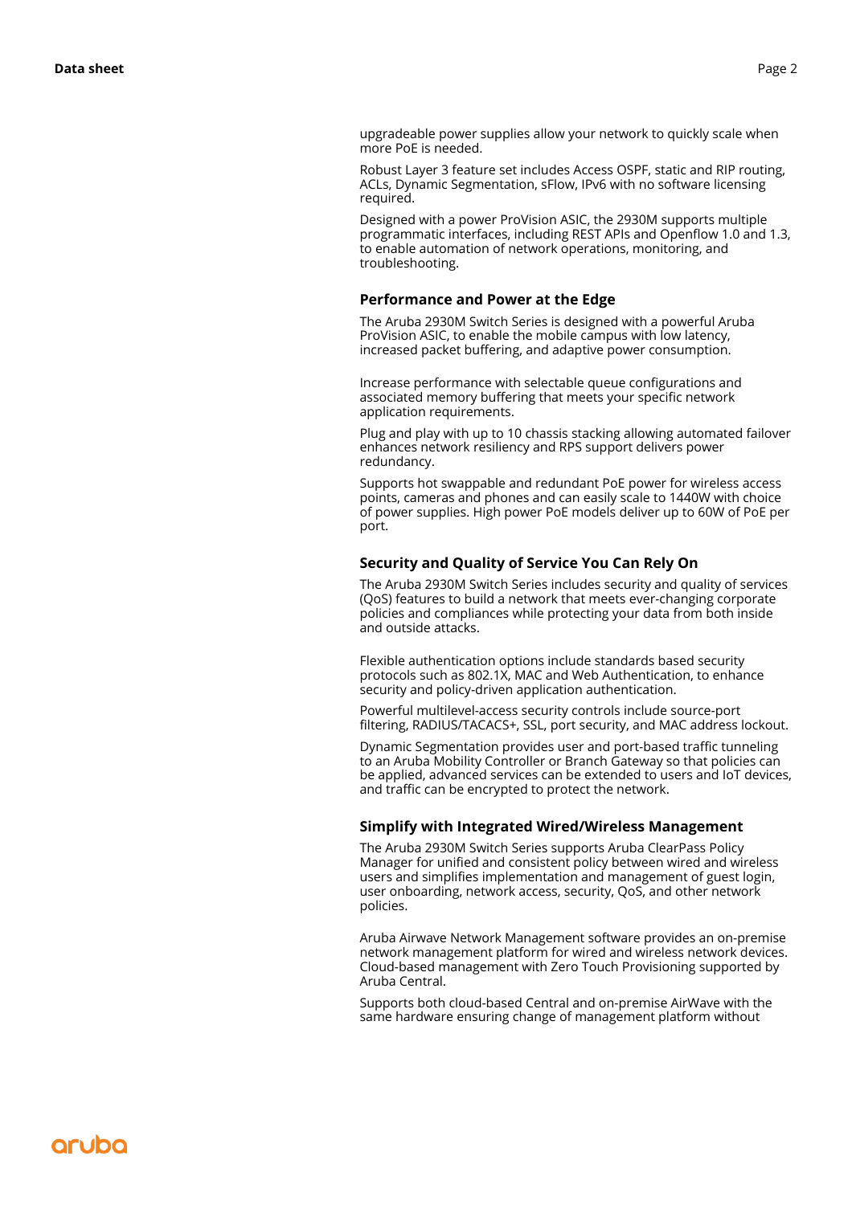upgradeable power supplies allow your network to quickly scale when more PoE is needed.

Robust Layer 3 feature set includes Access OSPF, static and RIP routing, ACLs, Dynamic Segmentation, sFlow, IPv6 with no software licensing required.

Designed with a power ProVision ASIC, the 2930M supports multiple programmatic interfaces, including REST APIs and Openflow 1.0 and 1.3, to enable automation of network operations, monitoring, and troubleshooting.

### Performance and Power at the Edge

The Aruba 2930M Switch Series is designed with a powerful Aruba ProVision ASIC, to enable the mobile campus with low latency, increased packet buffering, and adaptive power consumption.

Increase performance with selectable queue configurations and associated memory buffering that meets your specific network application requirements.

Plug and play with up to 10 chassis stacking allowing automated failover enhances network resiliency and RPS support delivers power redundancy.

Supports hot swappable and redundant PoE power for wireless access points, cameras and phones and can easily scale to 1440W with choice of power supplies. High power PoE models deliver up to 60W of PoE per port.

### Security and Quality of Service You Can Rely On

The Aruba 2930M Switch Series includes security and quality of services (QoS) features to build a network that meets ever-changing corporate policies and compliances while protecting your data from both inside and outside attacks.

Flexible authentication options include standards based security protocols such as 802.1X, MAC and Web Authentication, to enhance security and policy-driven application authentication.

Powerful multilevel-access security controls include source-port filtering, RADIUS/TACACS+, SSL, port security, and MAC address lockout.

Dynamic Segmentation provides user and port-based traffic tunneling to an Aruba Mobility Controller or Branch Gateway so that policies can be applied, advanced services can be extended to users and IoT devices, and traffic can be encrypted to protect the network.

### Simplify with Integrated Wired/Wireless Management

The Aruba 2930M Switch Series supports Aruba ClearPass Policy Manager for unified and consistent policy between wired and wireless users and simplifies implementation and management of guest login, user onboarding, network access, security, QoS, and other network policies.

Aruba Airwave Network Management software provides an on-premise network management platform for wired and wireless network devices. Cloud-based management with Zero Touch Provisioning supported by Aruba Central.

Supports both cloud-based Central and on-premise AirWave with the same hardware ensuring change of management platform without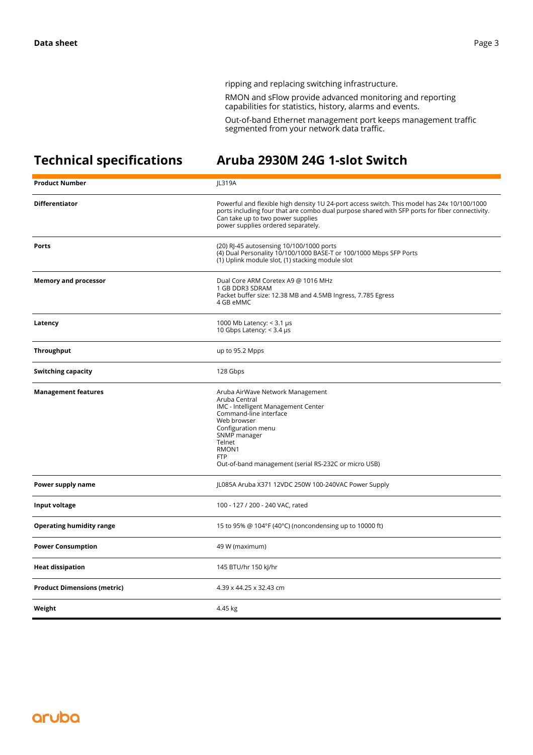ripping and replacing switching infrastructure.

RMON and sFlow provide advanced monitoring and reporting capabilities for statistics, history, alarms and events.

Out-of-band Ethernet management port keeps management traffic segmented from your network data traffic.

## Technical specifications — Aruba 2930M 24G 1-slot Switch

| | |
|---|---|
| **Product Number** | JL319A |
| **Differentiator** | Powerful and flexible high density 1U 24-port access switch. This model has 24x 10/100/1000 ports including four that are combo dual purpose shared with SFP ports for fiber connectivity. Can take up to two power supplies<br>power supplies ordered separately. |
| **Ports** | (20) RJ-45 autosensing 10/100/1000 ports<br>(4) Dual Personality 10/100/1000 BASE-T or 100/1000 Mbps SFP Ports<br>(1) Uplink module slot, (1) stacking module slot |
| **Memory and processor** | Dual Core ARM Coretex A9 @ 1016 MHz<br>1 GB DDR3 SDRAM<br>Packet buffer size: 12.38 MB and 4.5MB Ingress, 7.785 Egress<br>4 GB eMMC |
| **Latency** | 1000 Mb Latency: < 3.1 µs<br>10 Gbps Latency: < 3.4 µs |
| **Throughput** | up to 95.2 Mpps |
| **Switching capacity** | 128 Gbps |
| **Management features** | Aruba AirWave Network Management<br>Aruba Central<br>IMC - Intelligent Management Center<br>Command-line interface<br>Web browser<br>Configuration menu<br>SNMP manager<br>Telnet<br>RMON1<br>FTP<br>Out-of-band management (serial RS-232C or micro USB) |
| **Power supply name** | JL085A Aruba X371 12VDC 250W 100-240VAC Power Supply |
| **Input voltage** | 100 - 127 / 200 - 240 VAC, rated |
| **Operating humidity range** | 15 to 95% @ 104°F (40°C) (noncondensing up to 10000 ft) |
| **Power Consumption** | 49 W (maximum) |
| **Heat dissipation** | 145 BTU/hr 150 kJ/hr |
| **Product Dimensions (metric)** | 4.39 x 44.25 x 32.43 cm |
| **Weight** | 4.45 kg |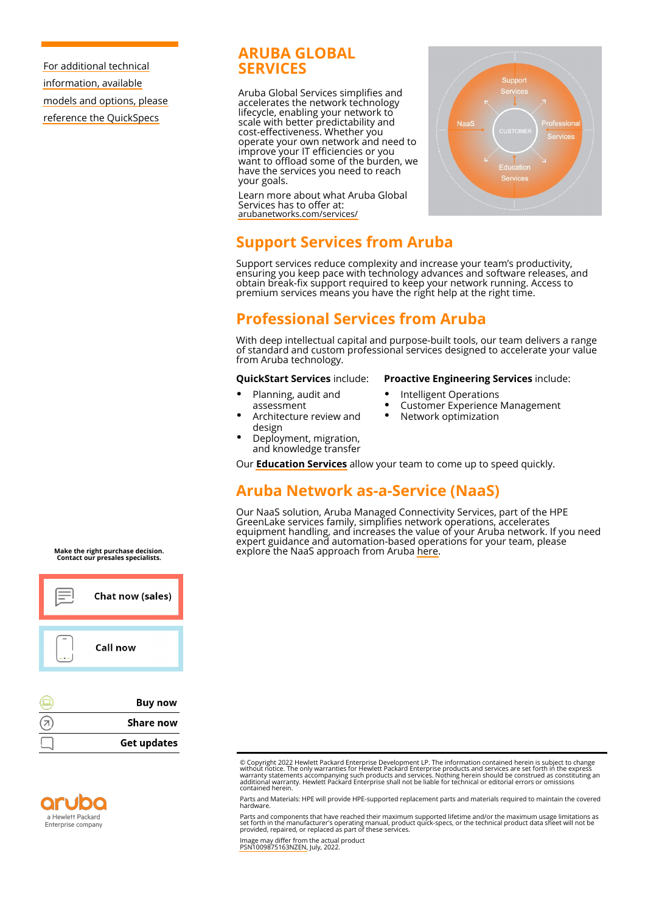For additional technical information, available models and options, please reference the QuickSpecs

## ARUBA GLOBAL SERVICES

Aruba Global Services simplifies and accelerates the network technology lifecycle, enabling your network to scale with better predictability and cost-effectiveness. Whether you operate your own network and need to improve your IT efficiencies or you want to offload some of the burden, we have the services you need to reach your goals.

Learn more about what Aruba Global Services has to offer at:
arubanetworks.com/services/

Support Services
NaaS
CUSTOMER
Professional Services
Education Services

## Support Services from Aruba

Support services reduce complexity and increase your team's productivity, ensuring you keep pace with technology advances and software releases, and obtain break-fix support required to keep your network running. Access to premium services means you have the right help at the right time.

## Professional Services from Aruba

With deep intellectual capital and purpose-built tools, our team delivers a range of standard and custom professional services designed to accelerate your value from Aruba technology.

**QuickStart Services** include:

- Planning, audit and assessment
- Architecture review and design
- Deployment, migration, and knowledge transfer

**Proactive Engineering Services** include:

- Intelligent Operations
- Customer Experience Management
- Network optimization

Our **Education Services** allow your team to come up to speed quickly.

## Aruba Network as-a-Service (NaaS)

Our NaaS solution, Aruba Managed Connectivity Services, part of the HPE GreenLake services family, simplifies network operations, accelerates equipment handling, and increases the value of your Aruba network. If you need expert guidance and automation-based operations for your team, please explore the NaaS approach from Aruba here.

**Make the right purchase decision. Contact our presales specialists.**

**Chat now (sales)**

**Call now**

**Buy now**

**Share now**

**Get updates**

aruba
a Hewlett Packard Enterprise company

© Copyright 2022 Hewlett Packard Enterprise Development LP. The information contained herein is subject to change without notice. The only warranties for Hewlett Packard Enterprise products and services are set forth in the express warranty statements accompanying such products and services. Nothing herein should be construed as constituting an additional warranty. Hewlett Packard Enterprise shall not be liable for technical or editorial errors or omissions contained herein.

Parts and Materials: HPE will provide HPE-supported replacement parts and materials required to maintain the covered hardware.

Parts and components that have reached their maximum supported lifetime and/or the maximum usage limitations as set forth in the manufacturer's operating manual, product quick-specs, or the technical product data sheet will not be provided, repaired, or replaced as part of these services.

Image may differ from the actual product
PSN1009875163NZEN, July, 2022.